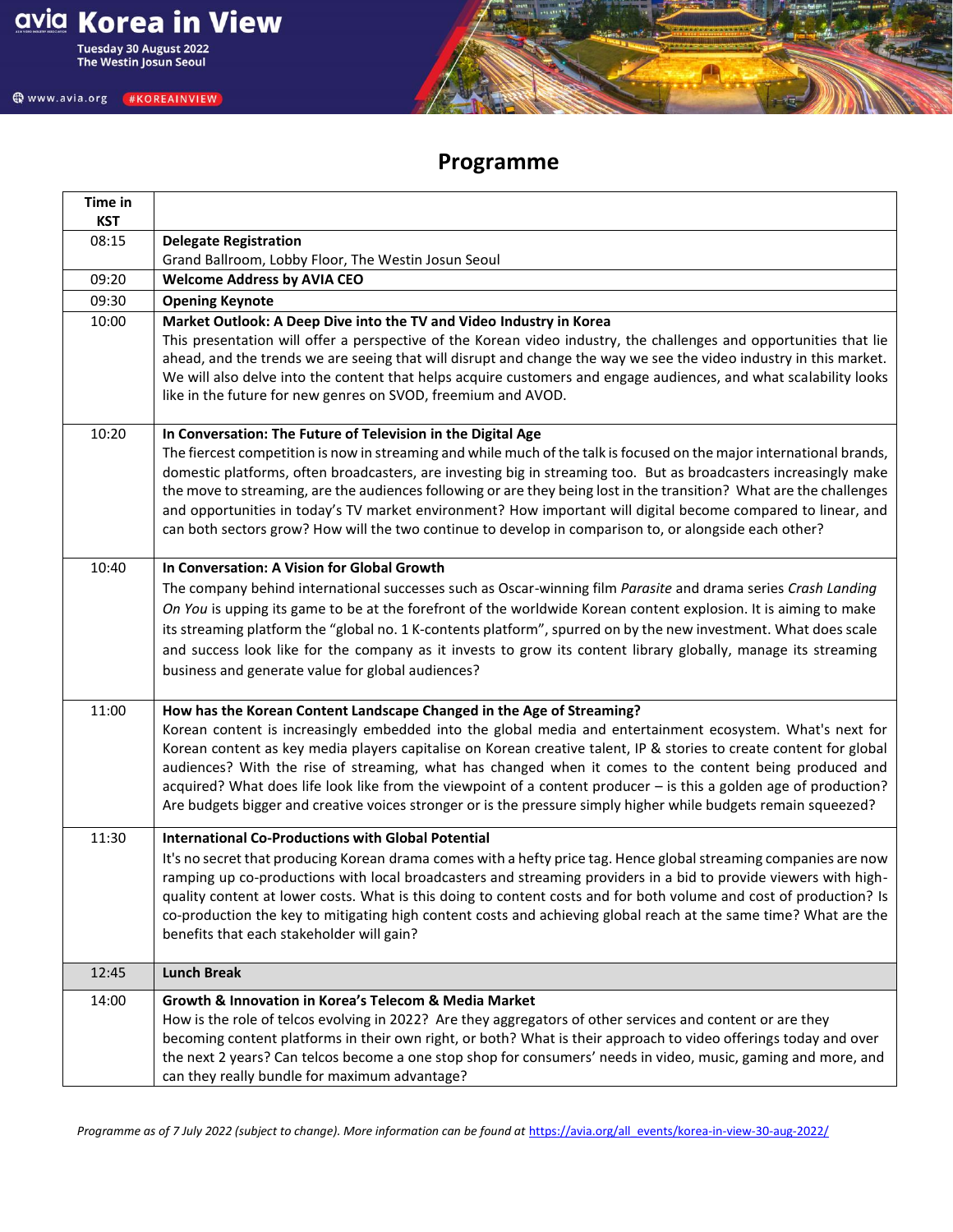# Korea in View

Tuesday 30 August 2022
The Westin Josun Seoul

www.avia.org #KOREAINVIEW

## Programme

| Time in KST | |
|---|---|
| 08:15 | **Delegate Registration**<br>Grand Ballroom, Lobby Floor, The Westin Josun Seoul |
| 09:20 | **Welcome Address by AVIA CEO** |
| 09:30 | **Opening Keynote** |
| 10:00 | **Market Outlook: A Deep Dive into the TV and Video Industry in Korea**<br>This presentation will offer a perspective of the Korean video industry, the challenges and opportunities that lie ahead, and the trends we are seeing that will disrupt and change the way we see the video industry in this market. We will also delve into the content that helps acquire customers and engage audiences, and what scalability looks like in the future for new genres on SVOD, freemium and AVOD. |
| 10:20 | **In Conversation: The Future of Television in the Digital Age**<br>The fiercest competition is now in streaming and while much of the talk is focused on the major international brands, domestic platforms, often broadcasters, are investing big in streaming too. But as broadcasters increasingly make the move to streaming, are the audiences following or are they being lost in the transition? What are the challenges and opportunities in today's TV market environment? How important will digital become compared to linear, and can both sectors grow? How will the two continue to develop in comparison to, or alongside each other? |
| 10:40 | **In Conversation: A Vision for Global Growth**<br>The company behind international successes such as Oscar-winning film *Parasite* and drama series *Crash Landing On You* is upping its game to be at the forefront of the worldwide Korean content explosion. It is aiming to make its streaming platform the "global no. 1 K-contents platform", spurred on by the new investment. What does scale and success look like for the company as it invests to grow its content library globally, manage its streaming business and generate value for global audiences? |
| 11:00 | **How has the Korean Content Landscape Changed in the Age of Streaming?**<br>Korean content is increasingly embedded into the global media and entertainment ecosystem. What's next for Korean content as key media players capitalise on Korean creative talent, IP & stories to create content for global audiences? With the rise of streaming, what has changed when it comes to the content being produced and acquired? What does life look like from the viewpoint of a content producer – is this a golden age of production? Are budgets bigger and creative voices stronger or is the pressure simply higher while budgets remain squeezed? |
| 11:30 | **International Co-Productions with Global Potential**<br>It's no secret that producing Korean drama comes with a hefty price tag. Hence global streaming companies are now ramping up co-productions with local broadcasters and streaming providers in a bid to provide viewers with high-quality content at lower costs. What is this doing to content costs and for both volume and cost of production? Is co-production the key to mitigating high content costs and achieving global reach at the same time? What are the benefits that each stakeholder will gain? |
| 12:45 | **Lunch Break** |
| 14:00 | **Growth & Innovation in Korea's Telecom & Media Market**<br>How is the role of telcos evolving in 2022? Are they aggregators of other services and content or are they becoming content platforms in their own right, or both? What is their approach to video offerings today and over the next 2 years? Can telcos become a one stop shop for consumers' needs in video, music, gaming and more, and can they really bundle for maximum advantage? |

*Programme as of 7 July 2022 (subject to change). More information can be found at* https://avia.org/all_events/korea-in-view-30-aug-2022/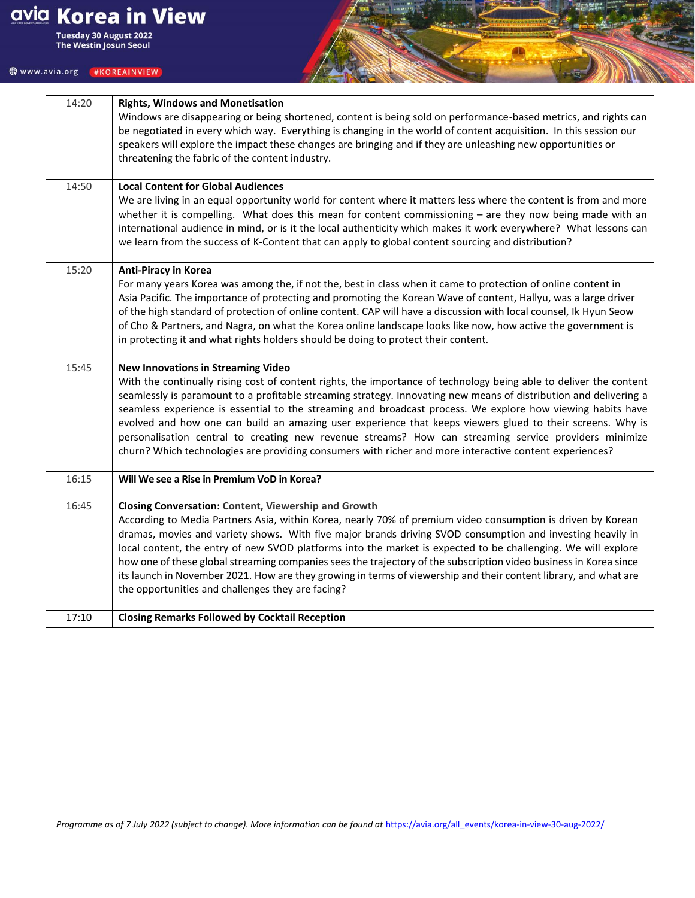| 14:20 | **Rights, Windows and Monetisation**<br>Windows are disappearing or being shortened, content is being sold on performance-based metrics, and rights can be negotiated in every which way. Everything is changing in the world of content acquisition. In this session our speakers will explore the impact these changes are bringing and if they are unleashing new opportunities or threatening the fabric of the content industry. |
|---|---|
| 14:50 | **Local Content for Global Audiences**<br>We are living in an equal opportunity world for content where it matters less where the content is from and more whether it is compelling. What does this mean for content commissioning – are they now being made with an international audience in mind, or is it the local authenticity which makes it work everywhere? What lessons can we learn from the success of K-Content that can apply to global content sourcing and distribution? |
| 15:20 | **Anti-Piracy in Korea**<br>For many years Korea was among the, if not the, best in class when it came to protection of online content in Asia Pacific. The importance of protecting and promoting the Korean Wave of content, Hallyu, was a large driver of the high standard of protection of online content. CAP will have a discussion with local counsel, Ik Hyun Seow of Cho & Partners, and Nagra, on what the Korea online landscape looks like now, how active the government is in protecting it and what rights holders should be doing to protect their content. |
| 15:45 | **New Innovations in Streaming Video**<br>With the continually rising cost of content rights, the importance of technology being able to deliver the content seamlessly is paramount to a profitable streaming strategy. Innovating new means of distribution and delivering a seamless experience is essential to the streaming and broadcast process. We explore how viewing habits have evolved and how one can build an amazing user experience that keeps viewers glued to their screens. Why is personalisation central to creating new revenue streams? How can streaming service providers minimize churn? Which technologies are providing consumers with richer and more interactive content experiences? |
| 16:15 | **Will We see a Rise in Premium VoD in Korea?** |
| 16:45 | **Closing Conversation: Content, Viewership and Growth**<br>According to Media Partners Asia, within Korea, nearly 70% of premium video consumption is driven by Korean dramas, movies and variety shows. With five major brands driving SVOD consumption and investing heavily in local content, the entry of new SVOD platforms into the market is expected to be challenging. We will explore how one of these global streaming companies sees the trajectory of the subscription video business in Korea since its launch in November 2021. How are they growing in terms of viewership and their content library, and what are the opportunities and challenges they are facing? |
| 17:10 | **Closing Remarks Followed by Cocktail Reception** |

*Programme as of 7 July 2022 (subject to change). More information can be found at* https://avia.org/all_events/korea-in-view-30-aug-2022/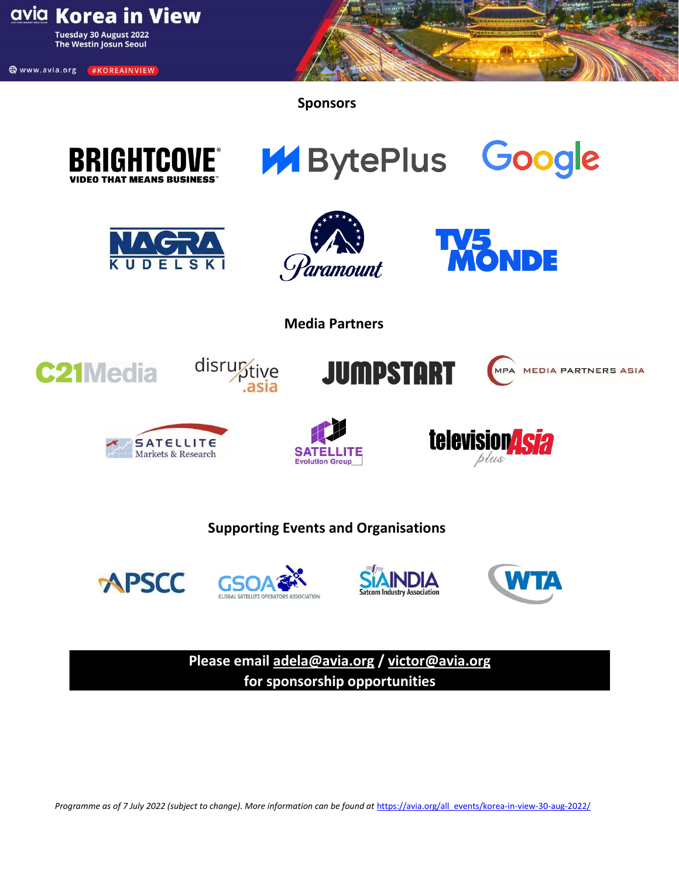## Sponsors

Brightcove
BytePlus
Google
Nagra Kudelski
Paramount
TV5 Monde

## Media Partners

C21Media
disruptive.asia
Jumpstart
MPA Media Partners Asia
Satellite Markets & Research
Satellite Evolution Group
televisionAsia plus

## Supporting Events and Organisations

APSCC
GSOA Global Satellite Operators Association
SIA India Satcom Industry Association
WTA

**Please email adela@avia.org / victor@avia.org for sponsorship opportunities**

*Programme as of 7 July 2022 (subject to change). More information can be found at* https://avia.org/all_events/korea-in-view-30-aug-2022/